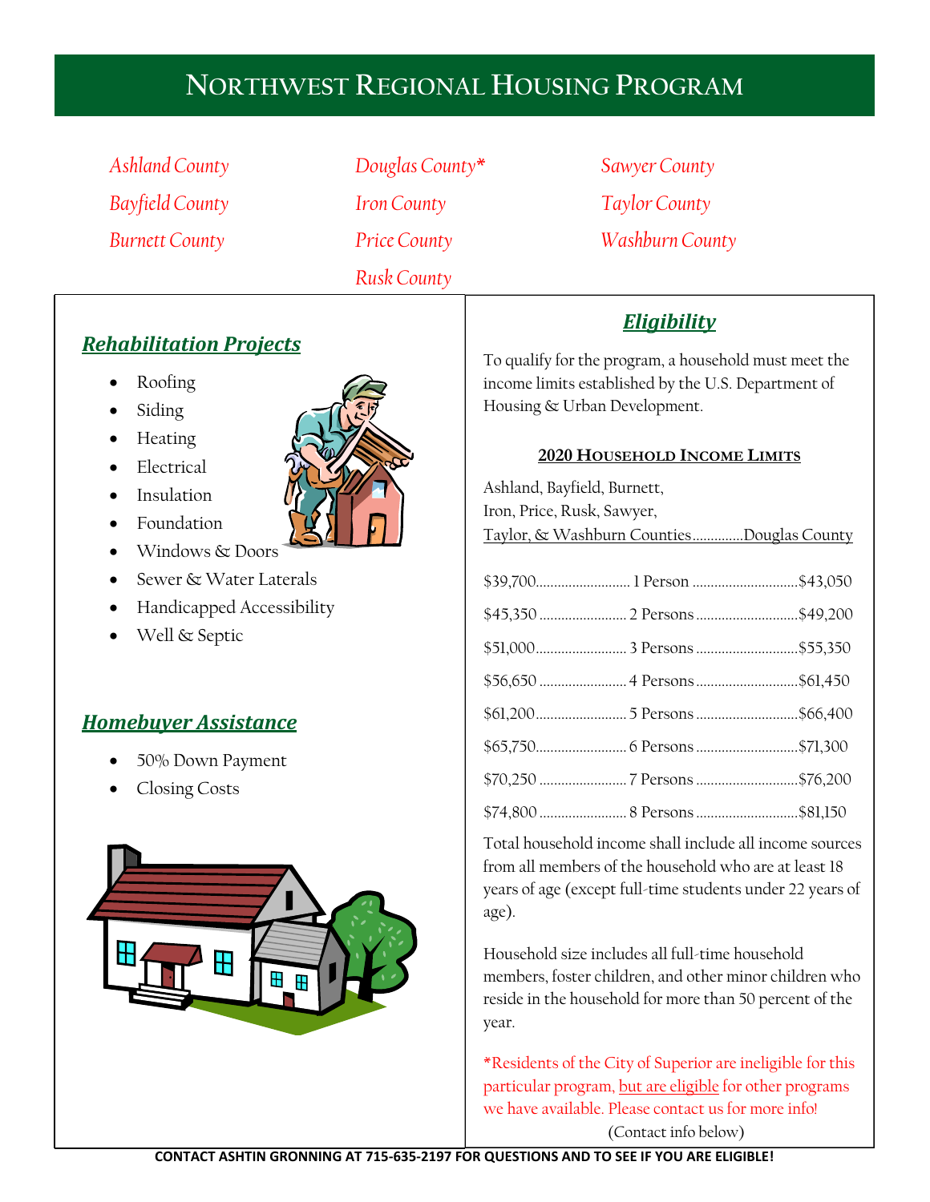# Northwest Regional Housing Program

*Ashland County*
*Bayfield County*
*Burnett County*
*Douglas County**
*Iron County*
*Price County*
*Rusk County*
*Sawyer County*
*Taylor County*
*Washburn County*

## Rehabilitation Projects

- Roofing
- Siding
- Heating
- Electrical
- Insulation
- Foundation
- Windows & Doors
- Sewer & Water Laterals
- Handicapped Accessibility
- Well & Septic

## Homebuyer Assistance

- 50% Down Payment
- Closing Costs

## Eligibility

To qualify for the program, a household must meet the income limits established by the U.S. Department of Housing & Urban Development.

### 2020 Household Income Limits

| Ashland, Bayfield, Burnett, Iron, Price, Rusk, Sawyer, Taylor, & Washburn Counties | Household Size | Douglas County |
|---|---|---|
| $39,700 | 1 Person | $43,050 |
| $45,350 | 2 Persons | $49,200 |
| $51,000 | 3 Persons | $55,350 |
| $56,650 | 4 Persons | $61,450 |
| $61,200 | 5 Persons | $66,400 |
| $65,750 | 6 Persons | $71,300 |
| $70,250 | 7 Persons | $76,200 |
| $74,800 | 8 Persons | $81,150 |

Total household income shall include all income sources from all members of the household who are at least 18 years of age (except full-time students under 22 years of age).

Household size includes all full-time household members, foster children, and other minor children who reside in the household for more than 50 percent of the year.

*Residents of the City of Superior are ineligible for this particular program, but are eligible for other programs we have available. Please contact us for more info!

(Contact info below)

**CONTACT ASHTIN GRONNING AT 715-635-2197 FOR QUESTIONS AND TO SEE IF YOU ARE ELIGIBLE!**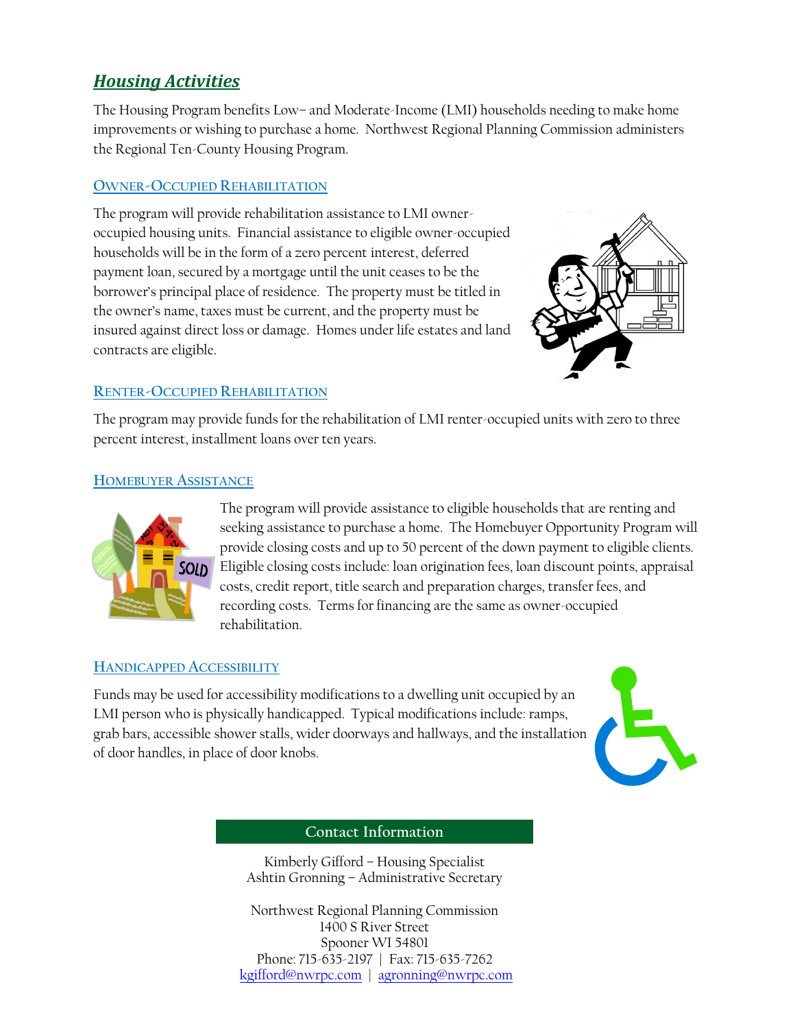## ***Housing Activities***

The Housing Program benefits Low– and Moderate-Income (LMI) households needing to make home improvements or wishing to purchase a home. Northwest Regional Planning Commission administers the Regional Ten-County Housing Program.

### Owner-Occupied Rehabilitation

The program will provide rehabilitation assistance to LMI owner-occupied housing units. Financial assistance to eligible owner-occupied households will be in the form of a zero percent interest, deferred payment loan, secured by a mortgage until the unit ceases to be the borrower's principal place of residence. The property must be titled in the owner's name, taxes must be current, and the property must be insured against direct loss or damage. Homes under life estates and land contracts are eligible.

### Renter-Occupied Rehabilitation

The program may provide funds for the rehabilitation of LMI renter-occupied units with zero to three percent interest, installment loans over ten years.

### Homebuyer Assistance

The program will provide assistance to eligible households that are renting and seeking assistance to purchase a home. The Homebuyer Opportunity Program will provide closing costs and up to 50 percent of the down payment to eligible clients. Eligible closing costs include: loan origination fees, loan discount points, appraisal costs, credit report, title search and preparation charges, transfer fees, and recording costs. Terms for financing are the same as owner-occupied rehabilitation.

### Handicapped Accessibility

Funds may be used for accessibility modifications to a dwelling unit occupied by an LMI person who is physically handicapped. Typical modifications include: ramps, grab bars, accessible shower stalls, wider doorways and hallways, and the installation of door handles, in place of door knobs.

**Contact Information**

Kimberly Gifford – Housing Specialist
Ashtin Gronning – Administrative Secretary

Northwest Regional Planning Commission
1400 S River Street
Spooner WI 54801
Phone: 715-635-2197 | Fax: 715-635-7262
kgifford@nwrpc.com | agronning@nwrpc.com